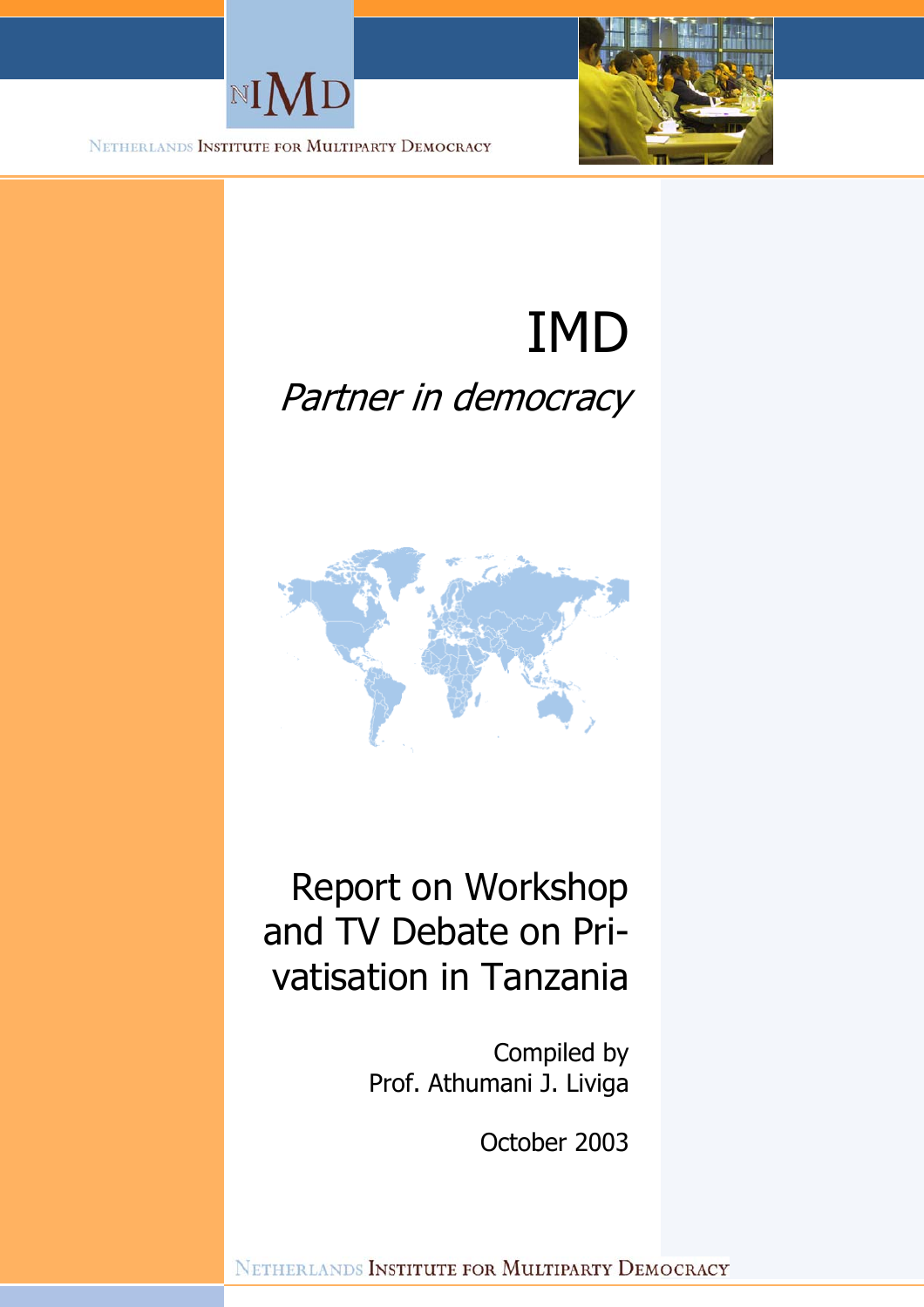NETHERLANDS INSTITUTE FOR MULTIPARTY DEMOCRACY

# IMD

*Partner in democracy*

## Report on Workshop and TV Debate on Privatisation in Tanzania

Compiled by
Prof. Athumani J. Liviga

October 2003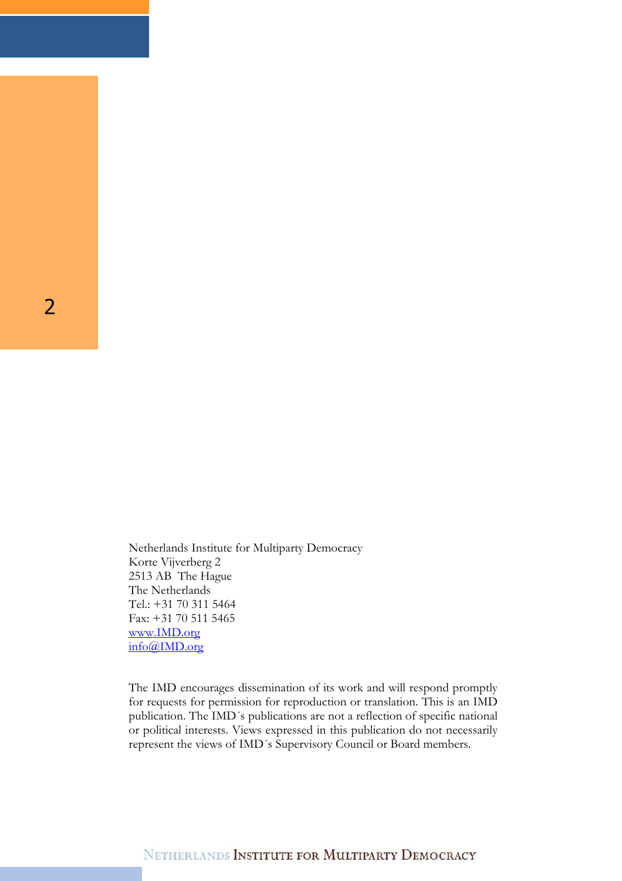Netherlands Institute for Multiparty Democracy
Korte Vijverberg 2
2513 AB The Hague
The Netherlands
Tel.: +31 70 311 5464
Fax: +31 70 511 5465
www.IMD.org
info@IMD.org

The IMD encourages dissemination of its work and will respond promptly for requests for permission for reproduction or translation. This is an IMD publication. The IMD´s publications are not a reflection of specific national or political interests. Views expressed in this publication do not necessarily represent the views of IMD´s Supervisory Council or Board members.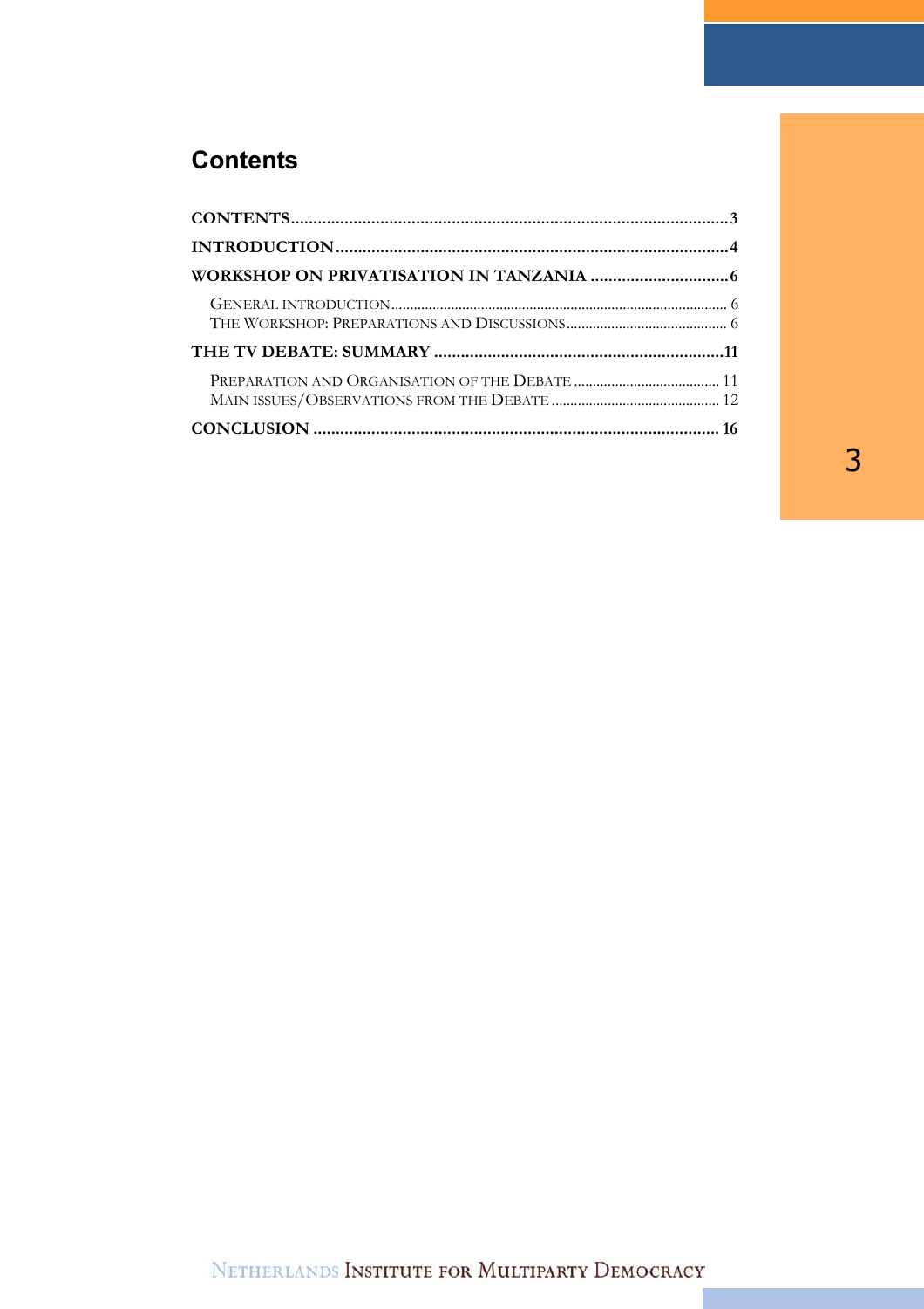# Contents

**CONTENTS** .................................................................................................3
**INTRODUCTION** ........................................................................................4
**WORKSHOP ON PRIVATISATION IN TANZANIA** ...............................6
- GENERAL INTRODUCTION ..................................................................................... 6
- THE WORKSHOP: PREPARATIONS AND DISCUSSIONS ........................................ 6

**THE TV DEBATE: SUMMARY** .................................................................11
- PREPARATION AND ORGANISATION OF THE DEBATE ....................................... 11
- MAIN ISSUES/OBSERVATIONS FROM THE DEBATE ............................................ 12

**CONCLUSION** .........................................................................................16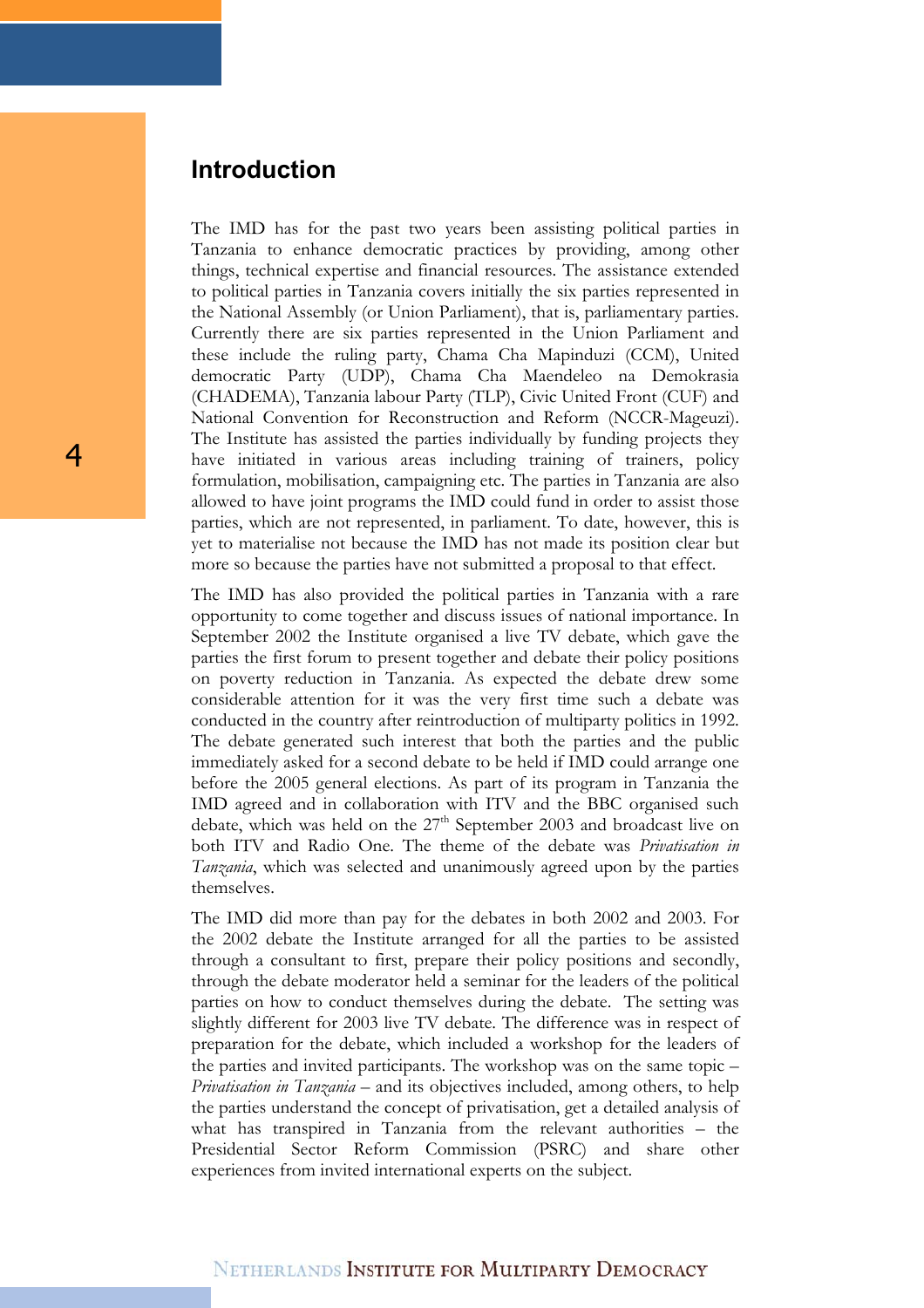## Introduction

The IMD has for the past two years been assisting political parties in Tanzania to enhance democratic practices by providing, among other things, technical expertise and financial resources. The assistance extended to political parties in Tanzania covers initially the six parties represented in the National Assembly (or Union Parliament), that is, parliamentary parties. Currently there are six parties represented in the Union Parliament and these include the ruling party, Chama Cha Mapinduzi (CCM), United democratic Party (UDP), Chama Cha Maendeleo na Demokrasia (CHADEMA), Tanzania labour Party (TLP), Civic United Front (CUF) and National Convention for Reconstruction and Reform (NCCR-Mageuzi). The Institute has assisted the parties individually by funding projects they have initiated in various areas including training of trainers, policy formulation, mobilisation, campaigning etc. The parties in Tanzania are also allowed to have joint programs the IMD could fund in order to assist those parties, which are not represented, in parliament. To date, however, this is yet to materialise not because the IMD has not made its position clear but more so because the parties have not submitted a proposal to that effect.

The IMD has also provided the political parties in Tanzania with a rare opportunity to come together and discuss issues of national importance. In September 2002 the Institute organised a live TV debate, which gave the parties the first forum to present together and debate their policy positions on poverty reduction in Tanzania. As expected the debate drew some considerable attention for it was the very first time such a debate was conducted in the country after reintroduction of multiparty politics in 1992. The debate generated such interest that both the parties and the public immediately asked for a second debate to be held if IMD could arrange one before the 2005 general elections. As part of its program in Tanzania the IMD agreed and in collaboration with ITV and the BBC organised such debate, which was held on the 27th September 2003 and broadcast live on both ITV and Radio One. The theme of the debate was *Privatisation in Tanzania*, which was selected and unanimously agreed upon by the parties themselves.

The IMD did more than pay for the debates in both 2002 and 2003. For the 2002 debate the Institute arranged for all the parties to be assisted through a consultant to first, prepare their policy positions and secondly, through the debate moderator held a seminar for the leaders of the political parties on how to conduct themselves during the debate. The setting was slightly different for 2003 live TV debate. The difference was in respect of preparation for the debate, which included a workshop for the leaders of the parties and invited participants. The workshop was on the same topic – *Privatisation in Tanzania* – and its objectives included, among others, to help the parties understand the concept of privatisation, get a detailed analysis of what has transpired in Tanzania from the relevant authorities – the Presidential Sector Reform Commission (PSRC) and share other experiences from invited international experts on the subject.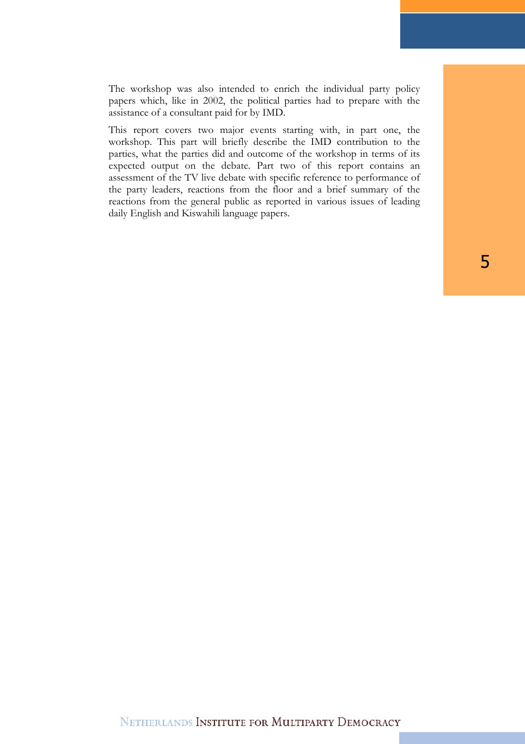The workshop was also intended to enrich the individual party policy papers which, like in 2002, the political parties had to prepare with the assistance of a consultant paid for by IMD.

This report covers two major events starting with, in part one, the workshop. This part will briefly describe the IMD contribution to the parties, what the parties did and outcome of the workshop in terms of its expected output on the debate. Part two of this report contains an assessment of the TV live debate with specific reference to performance of the party leaders, reactions from the floor and a brief summary of the reactions from the general public as reported in various issues of leading daily English and Kiswahili language papers.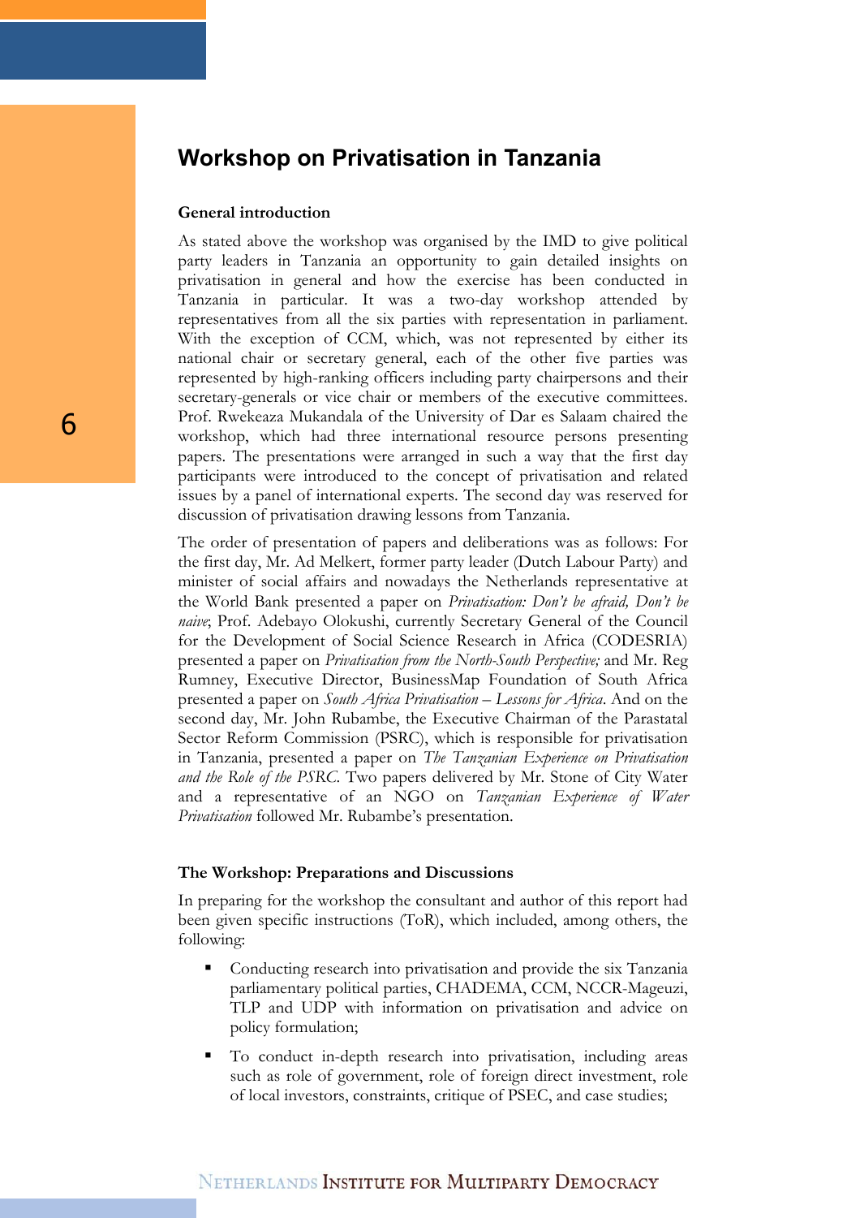# Workshop on Privatisation in Tanzania

**General introduction**

As stated above the workshop was organised by the IMD to give political party leaders in Tanzania an opportunity to gain detailed insights on privatisation in general and how the exercise has been conducted in Tanzania in particular. It was a two-day workshop attended by representatives from all the six parties with representation in parliament. With the exception of CCM, which, was not represented by either its national chair or secretary general, each of the other five parties was represented by high-ranking officers including party chairpersons and their secretary-generals or vice chair or members of the executive committees. Prof. Rwekeaza Mukandala of the University of Dar es Salaam chaired the workshop, which had three international resource persons presenting papers. The presentations were arranged in such a way that the first day participants were introduced to the concept of privatisation and related issues by a panel of international experts. The second day was reserved for discussion of privatisation drawing lessons from Tanzania.

The order of presentation of papers and deliberations was as follows: For the first day, Mr. Ad Melkert, former party leader (Dutch Labour Party) and minister of social affairs and nowadays the Netherlands representative at the World Bank presented a paper on *Privatisation: Don't be afraid, Don't be naive*; Prof. Adebayo Olokushi, currently Secretary General of the Council for the Development of Social Science Research in Africa (CODESRIA) presented a paper on *Privatisation from the North-South Perspective;* and Mr. Reg Rumney, Executive Director, BusinessMap Foundation of South Africa presented a paper on *South Africa Privatisation – Lessons for Africa*. And on the second day, Mr. John Rubambe, the Executive Chairman of the Parastatal Sector Reform Commission (PSRC), which is responsible for privatisation in Tanzania, presented a paper on *The Tanzanian Experience on Privatisation and the Role of the PSRC*. Two papers delivered by Mr. Stone of City Water and a representative of an NGO on *Tanzanian Experience of Water Privatisation* followed Mr. Rubambe's presentation.

**The Workshop: Preparations and Discussions**

In preparing for the workshop the consultant and author of this report had been given specific instructions (ToR), which included, among others, the following:

- Conducting research into privatisation and provide the six Tanzania parliamentary political parties, CHADEMA, CCM, NCCR-Mageuzi, TLP and UDP with information on privatisation and advice on policy formulation;
- To conduct in-depth research into privatisation, including areas such as role of government, role of foreign direct investment, role of local investors, constraints, critique of PSEC, and case studies;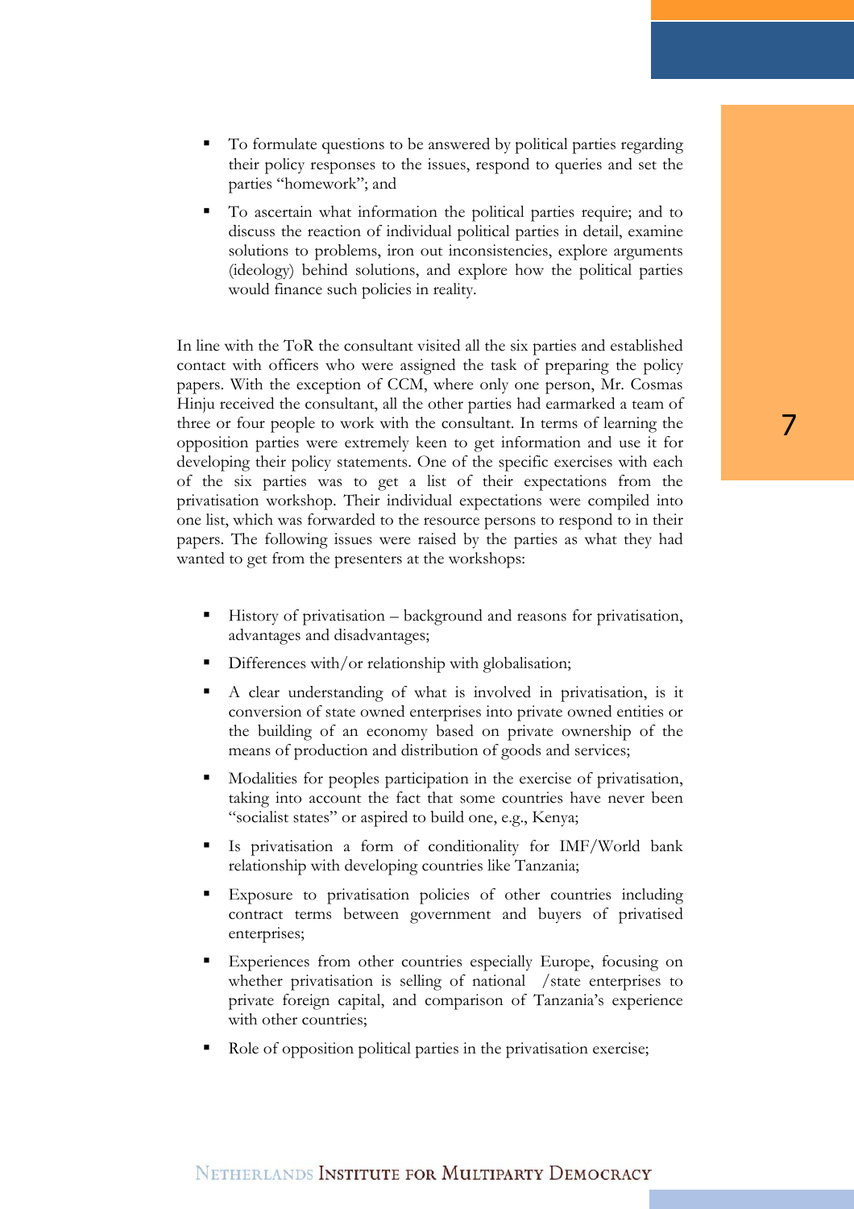- To formulate questions to be answered by political parties regarding their policy responses to the issues, respond to queries and set the parties "homework"; and
- To ascertain what information the political parties require; and to discuss the reaction of individual political parties in detail, examine solutions to problems, iron out inconsistencies, explore arguments (ideology) behind solutions, and explore how the political parties would finance such policies in reality.

In line with the ToR the consultant visited all the six parties and established contact with officers who were assigned the task of preparing the policy papers. With the exception of CCM, where only one person, Mr. Cosmas Hinju received the consultant, all the other parties had earmarked a team of three or four people to work with the consultant. In terms of learning the opposition parties were extremely keen to get information and use it for developing their policy statements. One of the specific exercises with each of the six parties was to get a list of their expectations from the privatisation workshop. Their individual expectations were compiled into one list, which was forwarded to the resource persons to respond to in their papers. The following issues were raised by the parties as what they had wanted to get from the presenters at the workshops:

- History of privatisation – background and reasons for privatisation, advantages and disadvantages;
- Differences with/or relationship with globalisation;
- A clear understanding of what is involved in privatisation, is it conversion of state owned enterprises into private owned entities or the building of an economy based on private ownership of the means of production and distribution of goods and services;
- Modalities for peoples participation in the exercise of privatisation, taking into account the fact that some countries have never been "socialist states" or aspired to build one, e.g., Kenya;
- Is privatisation a form of conditionality for IMF/World bank relationship with developing countries like Tanzania;
- Exposure to privatisation policies of other countries including contract terms between government and buyers of privatised enterprises;
- Experiences from other countries especially Europe, focusing on whether privatisation is selling of national /state enterprises to private foreign capital, and comparison of Tanzania's experience with other countries;
- Role of opposition political parties in the privatisation exercise;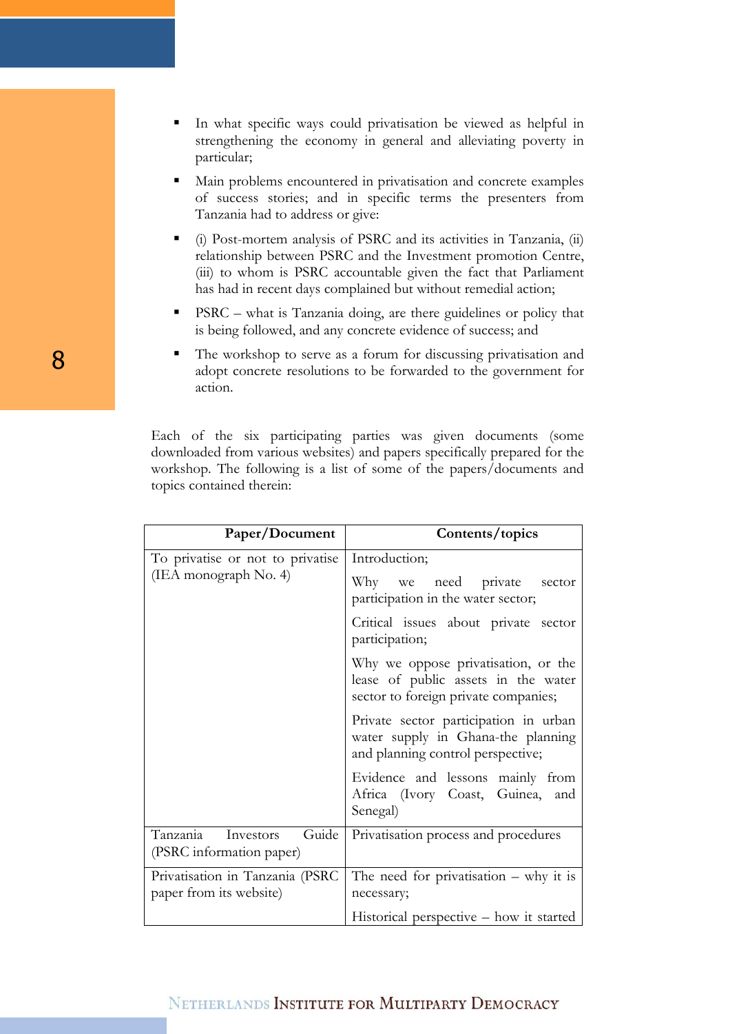- In what specific ways could privatisation be viewed as helpful in strengthening the economy in general and alleviating poverty in particular;
- Main problems encountered in privatisation and concrete examples of success stories; and in specific terms the presenters from Tanzania had to address or give:
- (i) Post-mortem analysis of PSRC and its activities in Tanzania, (ii) relationship between PSRC and the Investment promotion Centre, (iii) to whom is PSRC accountable given the fact that Parliament has had in recent days complained but without remedial action;
- PSRC – what is Tanzania doing, are there guidelines or policy that is being followed, and any concrete evidence of success; and
- The workshop to serve as a forum for discussing privatisation and adopt concrete resolutions to be forwarded to the government for action.

Each of the six participating parties was given documents (some downloaded from various websites) and papers specifically prepared for the workshop. The following is a list of some of the papers/documents and topics contained therein:

| Paper/Document | Contents/topics |
|---|---|
| To privatise or not to privatise (IEA monograph No. 4) | Introduction; |
| | Why we need private sector participation in the water sector; |
| | Critical issues about private sector participation; |
| | Why we oppose privatisation, or the lease of public assets in the water sector to foreign private companies; |
| | Private sector participation in urban water supply in Ghana-the planning and planning control perspective; |
| | Evidence and lessons mainly from Africa (Ivory Coast, Guinea, and Senegal) |
| Tanzania Investors Guide (PSRC information paper) | Privatisation process and procedures |
| Privatisation in Tanzania (PSRC paper from its website) | The need for privatisation – why it is necessary; |
| | Historical perspective – how it started |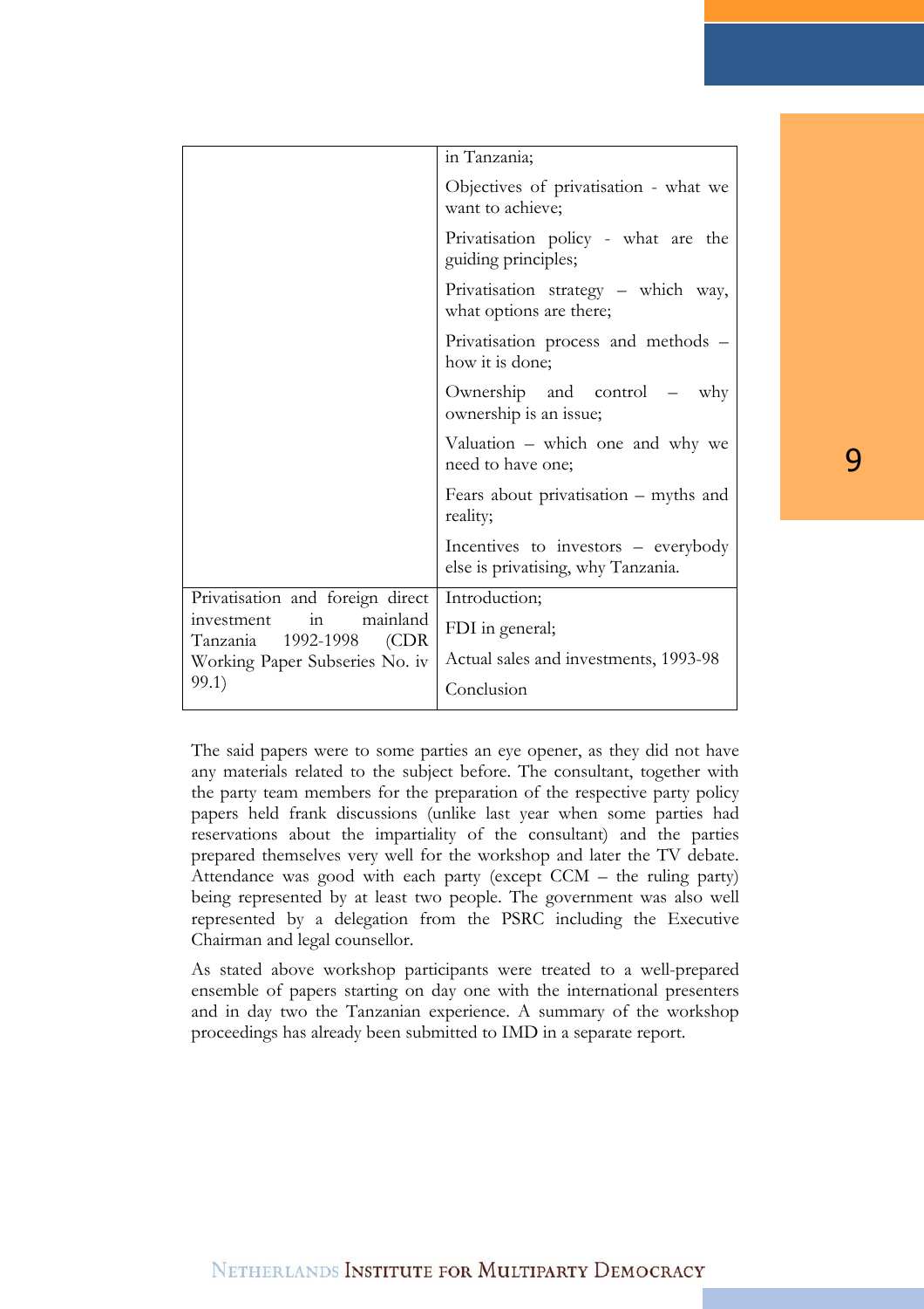| | |
|---|---|
| | in Tanzania;<br>Objectives of privatisation - what we want to achieve;<br>Privatisation policy - what are the guiding principles;<br>Privatisation strategy – which way, what options are there;<br>Privatisation process and methods – how it is done;<br>Ownership and control – why ownership is an issue;<br>Valuation – which one and why we need to have one;<br>Fears about privatisation – myths and reality;<br>Incentives to investors – everybody else is privatising, why Tanzania. |
| Privatisation and foreign direct investment in mainland Tanzania 1992-1998 (CDR Working Paper Subseries No. iv 99.1) | Introduction;<br>FDI in general;<br>Actual sales and investments, 1993-98<br>Conclusion |

The said papers were to some parties an eye opener, as they did not have any materials related to the subject before. The consultant, together with the party team members for the preparation of the respective party policy papers held frank discussions (unlike last year when some parties had reservations about the impartiality of the consultant) and the parties prepared themselves very well for the workshop and later the TV debate. Attendance was good with each party (except CCM – the ruling party) being represented by at least two people. The government was also well represented by a delegation from the PSRC including the Executive Chairman and legal counsellor.

As stated above workshop participants were treated to a well-prepared ensemble of papers starting on day one with the international presenters and in day two the Tanzanian experience. A summary of the workshop proceedings has already been submitted to IMD in a separate report.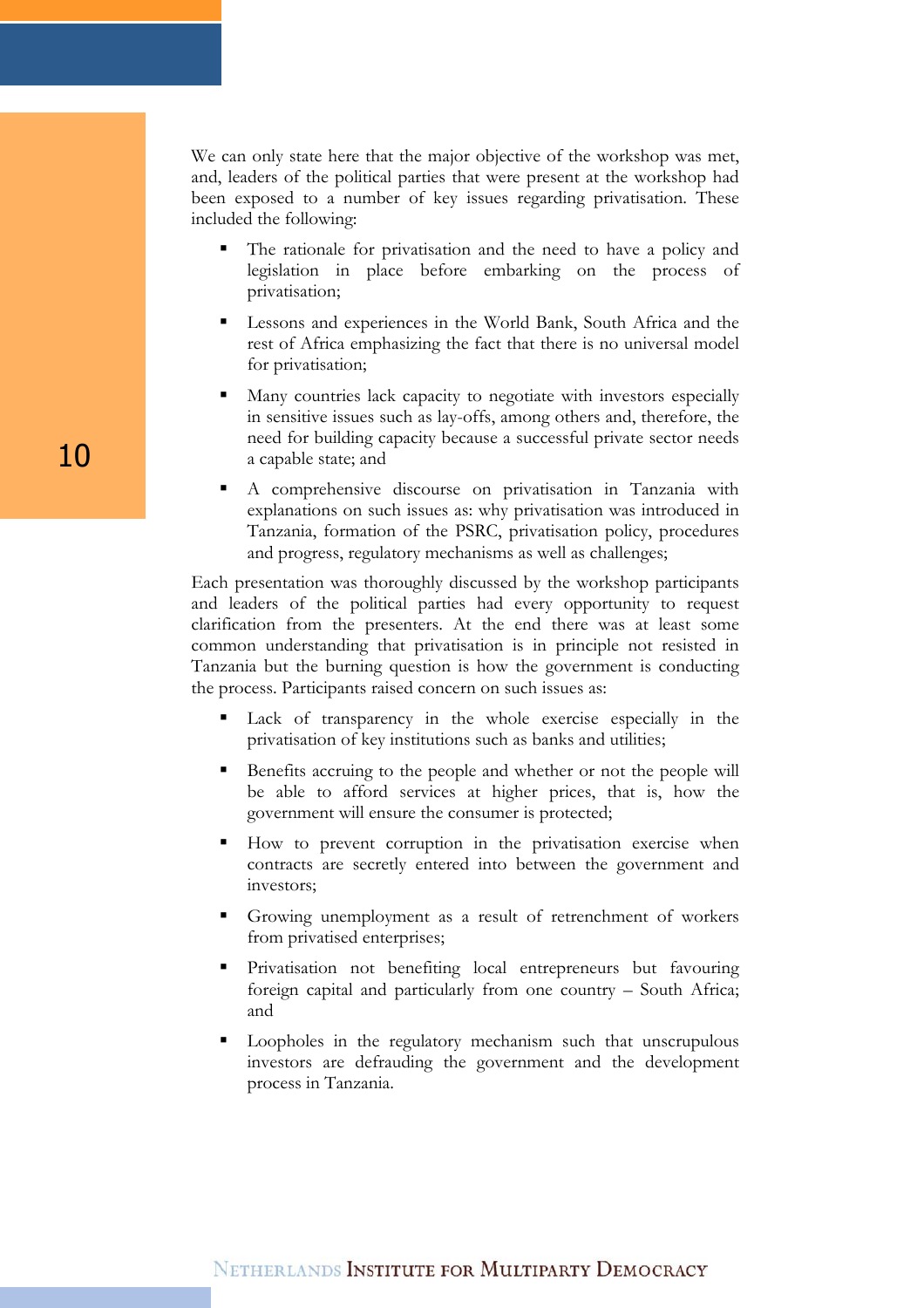We can only state here that the major objective of the workshop was met, and, leaders of the political parties that were present at the workshop had been exposed to a number of key issues regarding privatisation. These included the following:

- The rationale for privatisation and the need to have a policy and legislation in place before embarking on the process of privatisation;
- Lessons and experiences in the World Bank, South Africa and the rest of Africa emphasizing the fact that there is no universal model for privatisation;
- Many countries lack capacity to negotiate with investors especially in sensitive issues such as lay-offs, among others and, therefore, the need for building capacity because a successful private sector needs a capable state; and
- A comprehensive discourse on privatisation in Tanzania with explanations on such issues as: why privatisation was introduced in Tanzania, formation of the PSRC, privatisation policy, procedures and progress, regulatory mechanisms as well as challenges;

Each presentation was thoroughly discussed by the workshop participants and leaders of the political parties had every opportunity to request clarification from the presenters. At the end there was at least some common understanding that privatisation is in principle not resisted in Tanzania but the burning question is how the government is conducting the process. Participants raised concern on such issues as:

- Lack of transparency in the whole exercise especially in the privatisation of key institutions such as banks and utilities;
- Benefits accruing to the people and whether or not the people will be able to afford services at higher prices, that is, how the government will ensure the consumer is protected;
- How to prevent corruption in the privatisation exercise when contracts are secretly entered into between the government and investors;
- Growing unemployment as a result of retrenchment of workers from privatised enterprises;
- Privatisation not benefiting local entrepreneurs but favouring foreign capital and particularly from one country – South Africa; and
- Loopholes in the regulatory mechanism such that unscrupulous investors are defrauding the government and the development process in Tanzania.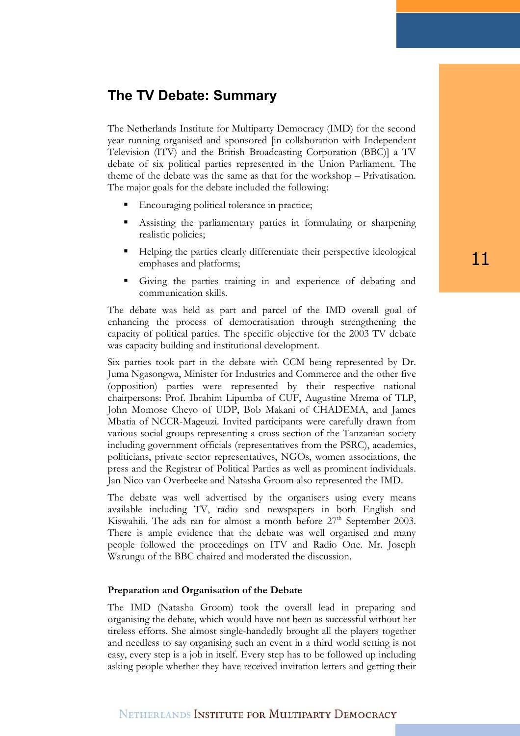## The TV Debate: Summary

The Netherlands Institute for Multiparty Democracy (IMD) for the second year running organised and sponsored [in collaboration with Independent Television (ITV) and the British Broadcasting Corporation (BBC)] a TV debate of six political parties represented in the Union Parliament. The theme of the debate was the same as that for the workshop – Privatisation. The major goals for the debate included the following:

- Encouraging political tolerance in practice;
- Assisting the parliamentary parties in formulating or sharpening realistic policies;
- Helping the parties clearly differentiate their perspective ideological emphases and platforms;
- Giving the parties training in and experience of debating and communication skills.

The debate was held as part and parcel of the IMD overall goal of enhancing the process of democratisation through strengthening the capacity of political parties. The specific objective for the 2003 TV debate was capacity building and institutional development.

Six parties took part in the debate with CCM being represented by Dr. Juma Ngasongwa, Minister for Industries and Commerce and the other five (opposition) parties were represented by their respective national chairpersons: Prof. Ibrahim Lipumba of CUF, Augustine Mrema of TLP, John Momose Cheyo of UDP, Bob Makani of CHADEMA, and James Mbatia of NCCR-Mageuzi. Invited participants were carefully drawn from various social groups representing a cross section of the Tanzanian society including government officials (representatives from the PSRC), academics, politicians, private sector representatives, NGOs, women associations, the press and the Registrar of Political Parties as well as prominent individuals. Jan Nico van Overbeeke and Natasha Groom also represented the IMD.

The debate was well advertised by the organisers using every means available including TV, radio and newspapers in both English and Kiswahili. The ads ran for almost a month before 27th September 2003. There is ample evidence that the debate was well organised and many people followed the proceedings on ITV and Radio One. Mr. Joseph Warungu of the BBC chaired and moderated the discussion.

**Preparation and Organisation of the Debate**

The IMD (Natasha Groom) took the overall lead in preparing and organising the debate, which would have not been as successful without her tireless efforts. She almost single-handedly brought all the players together and needless to say organising such an event in a third world setting is not easy, every step is a job in itself. Every step has to be followed up including asking people whether they have received invitation letters and getting their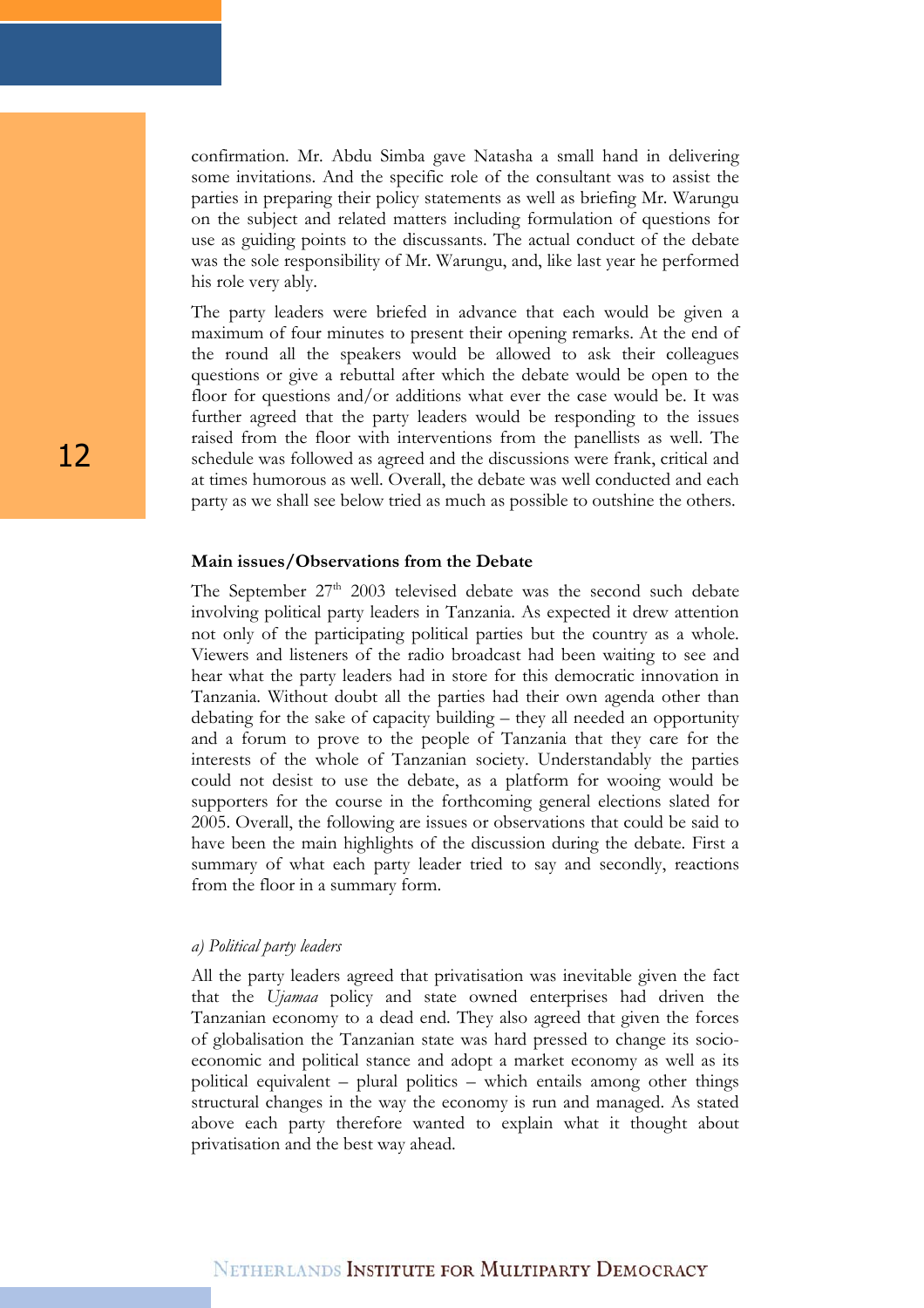confirmation. Mr. Abdu Simba gave Natasha a small hand in delivering some invitations. And the specific role of the consultant was to assist the parties in preparing their policy statements as well as briefing Mr. Warungu on the subject and related matters including formulation of questions for use as guiding points to the discussants. The actual conduct of the debate was the sole responsibility of Mr. Warungu, and, like last year he performed his role very ably.

The party leaders were briefed in advance that each would be given a maximum of four minutes to present their opening remarks. At the end of the round all the speakers would be allowed to ask their colleagues questions or give a rebuttal after which the debate would be open to the floor for questions and/or additions what ever the case would be. It was further agreed that the party leaders would be responding to the issues raised from the floor with interventions from the panellists as well. The schedule was followed as agreed and the discussions were frank, critical and at times humorous as well. Overall, the debate was well conducted and each party as we shall see below tried as much as possible to outshine the others.

**Main issues/Observations from the Debate**

The September 27th 2003 televised debate was the second such debate involving political party leaders in Tanzania. As expected it drew attention not only of the participating political parties but the country as a whole. Viewers and listeners of the radio broadcast had been waiting to see and hear what the party leaders had in store for this democratic innovation in Tanzania. Without doubt all the parties had their own agenda other than debating for the sake of capacity building – they all needed an opportunity and a forum to prove to the people of Tanzania that they care for the interests of the whole of Tanzanian society. Understandably the parties could not desist to use the debate, as a platform for wooing would be supporters for the course in the forthcoming general elections slated for 2005. Overall, the following are issues or observations that could be said to have been the main highlights of the discussion during the debate. First a summary of what each party leader tried to say and secondly, reactions from the floor in a summary form.

*a) Political party leaders*

All the party leaders agreed that privatisation was inevitable given the fact that the *Ujamaa* policy and state owned enterprises had driven the Tanzanian economy to a dead end. They also agreed that given the forces of globalisation the Tanzanian state was hard pressed to change its socio-economic and political stance and adopt a market economy as well as its political equivalent – plural politics – which entails among other things structural changes in the way the economy is run and managed. As stated above each party therefore wanted to explain what it thought about privatisation and the best way ahead.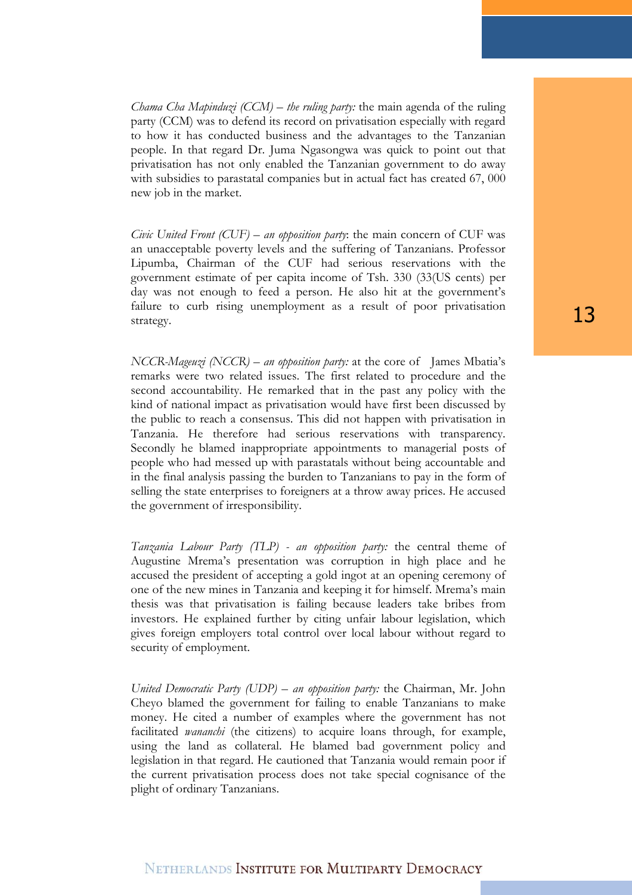*Chama Cha Mapinduzi (CCM) – the ruling party:* the main agenda of the ruling party (CCM) was to defend its record on privatisation especially with regard to how it has conducted business and the advantages to the Tanzanian people. In that regard Dr. Juma Ngasongwa was quick to point out that privatisation has not only enabled the Tanzanian government to do away with subsidies to parastatal companies but in actual fact has created 67, 000 new job in the market.

*Civic United Front (CUF) – an opposition party*: the main concern of CUF was an unacceptable poverty levels and the suffering of Tanzanians. Professor Lipumba, Chairman of the CUF had serious reservations with the government estimate of per capita income of Tsh. 330 (33(US cents) per day was not enough to feed a person. He also hit at the government's failure to curb rising unemployment as a result of poor privatisation strategy.

*NCCR-Mageuzi (NCCR) – an opposition party:* at the core of James Mbatia's remarks were two related issues. The first related to procedure and the second accountability. He remarked that in the past any policy with the kind of national impact as privatisation would have first been discussed by the public to reach a consensus. This did not happen with privatisation in Tanzania. He therefore had serious reservations with transparency. Secondly he blamed inappropriate appointments to managerial posts of people who had messed up with parastatals without being accountable and in the final analysis passing the burden to Tanzanians to pay in the form of selling the state enterprises to foreigners at a throw away prices. He accused the government of irresponsibility.

*Tanzania Labour Party (TLP) - an opposition party:* the central theme of Augustine Mrema's presentation was corruption in high place and he accused the president of accepting a gold ingot at an opening ceremony of one of the new mines in Tanzania and keeping it for himself. Mrema's main thesis was that privatisation is failing because leaders take bribes from investors. He explained further by citing unfair labour legislation, which gives foreign employers total control over local labour without regard to security of employment.

*United Democratic Party (UDP) – an opposition party:* the Chairman, Mr. John Cheyo blamed the government for failing to enable Tanzanians to make money. He cited a number of examples where the government has not facilitated *wananchi* (the citizens) to acquire loans through, for example, using the land as collateral. He blamed bad government policy and legislation in that regard. He cautioned that Tanzania would remain poor if the current privatisation process does not take special cognisance of the plight of ordinary Tanzanians.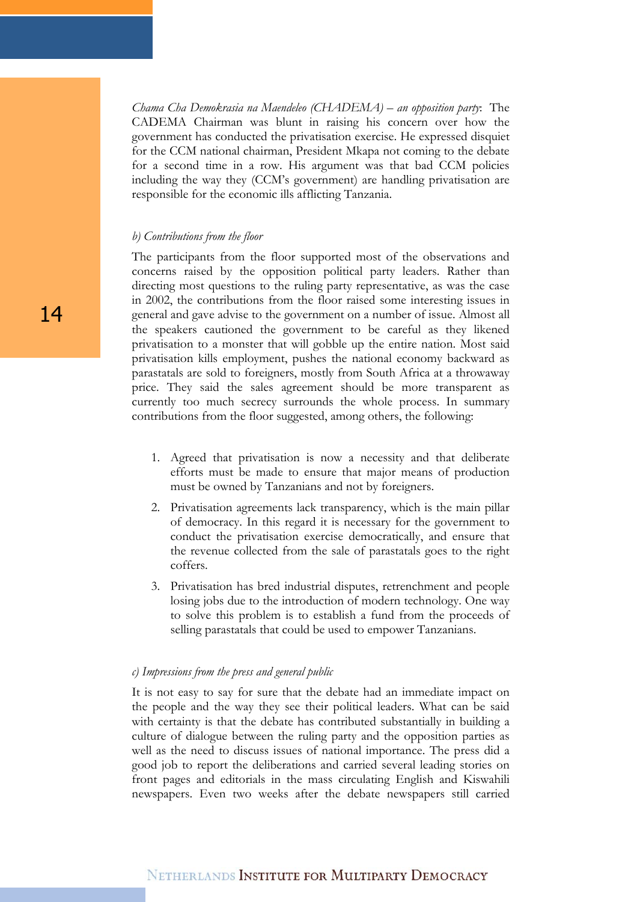*Chama Cha Demokrasia na Maendeleo (CHADEMA) – an opposition party*: The CADEMA Chairman was blunt in raising his concern over how the government has conducted the privatisation exercise. He expressed disquiet for the CCM national chairman, President Mkapa not coming to the debate for a second time in a row. His argument was that bad CCM policies including the way they (CCM's government) are handling privatisation are responsible for the economic ills afflicting Tanzania.

*b) Contributions from the floor*

The participants from the floor supported most of the observations and concerns raised by the opposition political party leaders. Rather than directing most questions to the ruling party representative, as was the case in 2002, the contributions from the floor raised some interesting issues in general and gave advise to the government on a number of issue. Almost all the speakers cautioned the government to be careful as they likened privatisation to a monster that will gobble up the entire nation. Most said privatisation kills employment, pushes the national economy backward as parastatals are sold to foreigners, mostly from South Africa at a throwaway price. They said the sales agreement should be more transparent as currently too much secrecy surrounds the whole process. In summary contributions from the floor suggested, among others, the following:

1. Agreed that privatisation is now a necessity and that deliberate efforts must be made to ensure that major means of production must be owned by Tanzanians and not by foreigners.
2. Privatisation agreements lack transparency, which is the main pillar of democracy. In this regard it is necessary for the government to conduct the privatisation exercise democratically, and ensure that the revenue collected from the sale of parastatals goes to the right coffers.
3. Privatisation has bred industrial disputes, retrenchment and people losing jobs due to the introduction of modern technology. One way to solve this problem is to establish a fund from the proceeds of selling parastatals that could be used to empower Tanzanians.

*c) Impressions from the press and general public*

It is not easy to say for sure that the debate had an immediate impact on the people and the way they see their political leaders. What can be said with certainty is that the debate has contributed substantially in building a culture of dialogue between the ruling party and the opposition parties as well as the need to discuss issues of national importance. The press did a good job to report the deliberations and carried several leading stories on front pages and editorials in the mass circulating English and Kiswahili newspapers. Even two weeks after the debate newspapers still carried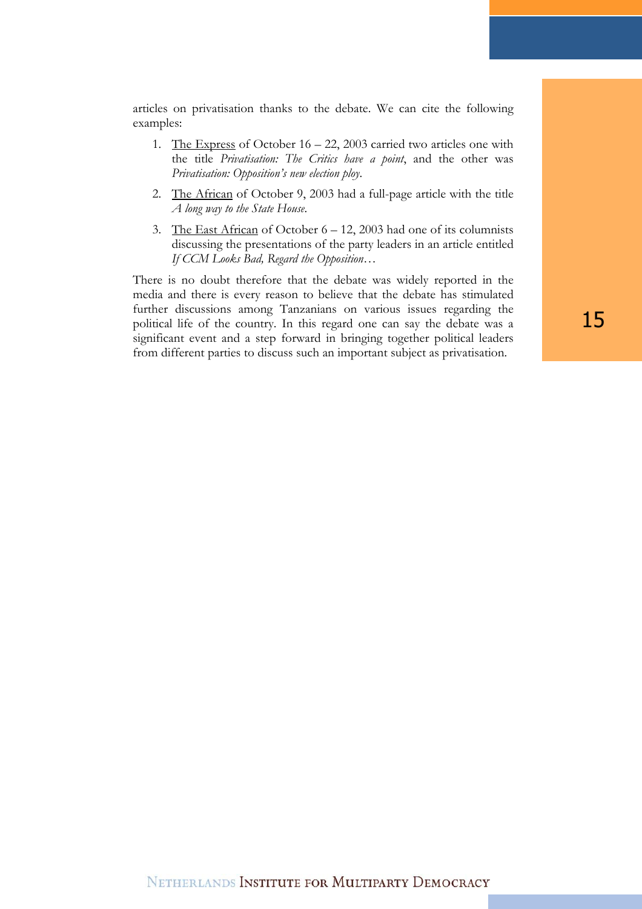articles on privatisation thanks to the debate. We can cite the following examples:

1. The Express of October 16 – 22, 2003 carried two articles one with the title *Privatisation: The Critics have a point*, and the other was *Privatisation: Opposition's new election ploy*.

2. The African of October 9, 2003 had a full-page article with the title *A long way to the State House.*

3. The East African of October 6 – 12, 2003 had one of its columnists discussing the presentations of the party leaders in an article entitled *If CCM Looks Bad, Regard the Opposition*…

There is no doubt therefore that the debate was widely reported in the media and there is every reason to believe that the debate has stimulated further discussions among Tanzanians on various issues regarding the political life of the country. In this regard one can say the debate was a significant event and a step forward in bringing together political leaders from different parties to discuss such an important subject as privatisation.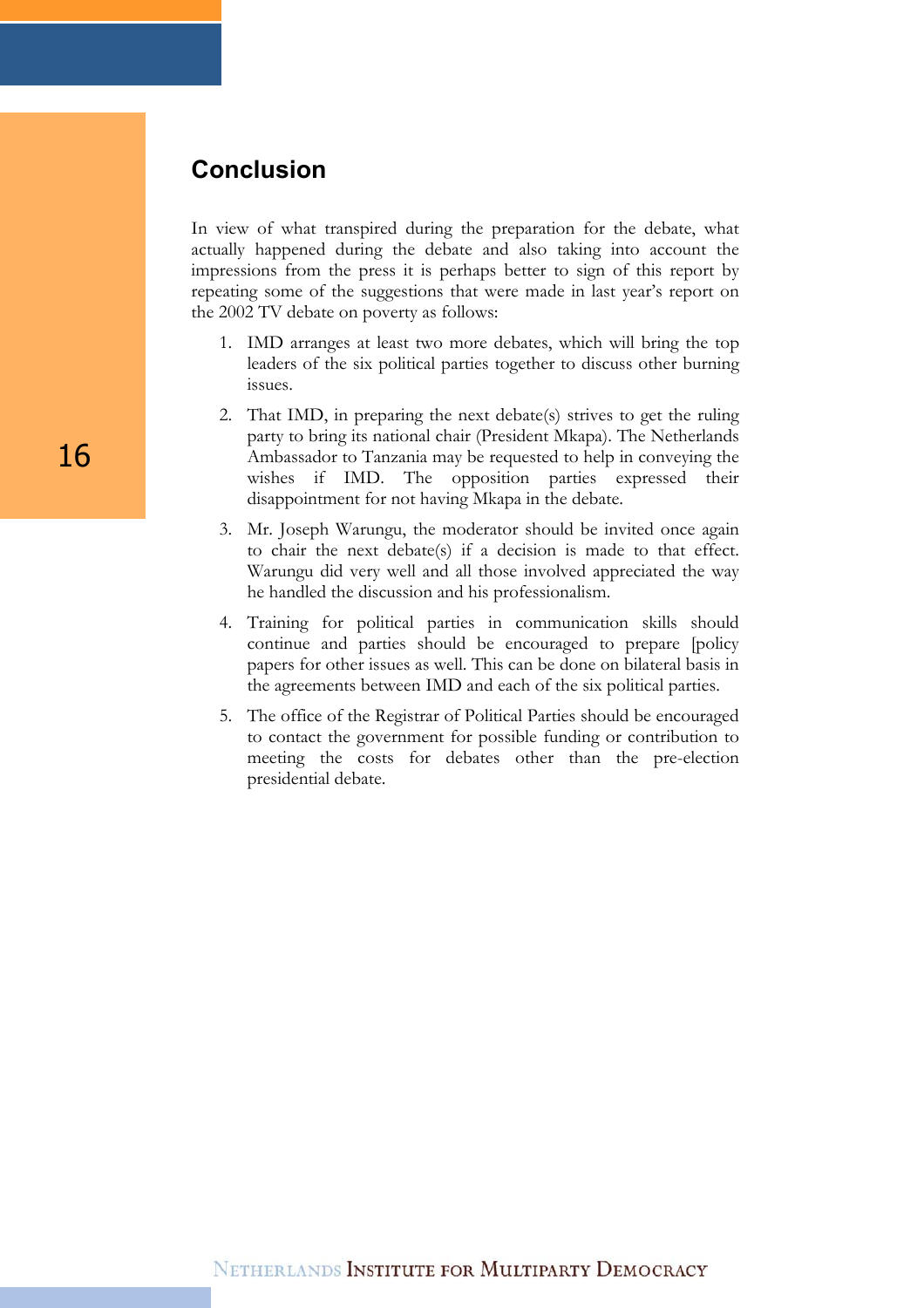## Conclusion

In view of what transpired during the preparation for the debate, what actually happened during the debate and also taking into account the impressions from the press it is perhaps better to sign of this report by repeating some of the suggestions that were made in last year's report on the 2002 TV debate on poverty as follows:

1. IMD arranges at least two more debates, which will bring the top leaders of the six political parties together to discuss other burning issues.
2. That IMD, in preparing the next debate(s) strives to get the ruling party to bring its national chair (President Mkapa). The Netherlands Ambassador to Tanzania may be requested to help in conveying the wishes if IMD. The opposition parties expressed their disappointment for not having Mkapa in the debate.
3. Mr. Joseph Warungu, the moderator should be invited once again to chair the next debate(s) if a decision is made to that effect. Warungu did very well and all those involved appreciated the way he handled the discussion and his professionalism.
4. Training for political parties in communication skills should continue and parties should be encouraged to prepare [policy papers for other issues as well. This can be done on bilateral basis in the agreements between IMD and each of the six political parties.
5. The office of the Registrar of Political Parties should be encouraged to contact the government for possible funding or contribution to meeting the costs for debates other than the pre-election presidential debate.